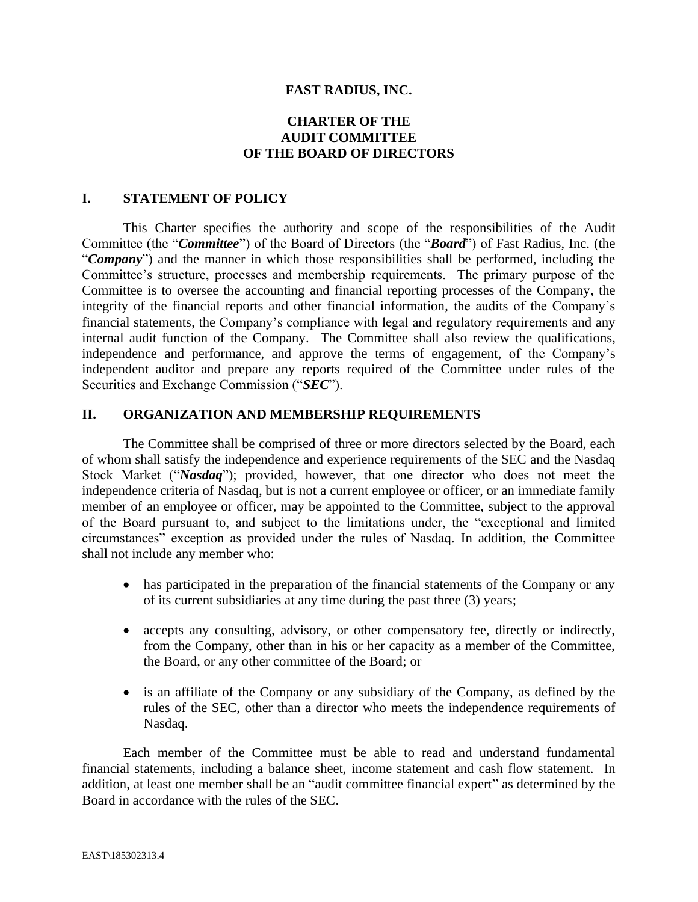# FAST RADIUS, INC.

## CHARTER OF THE AUDIT COMMITTEE OF THE BOARD OF DIRECTORS

## I. STATEMENT OF POLICY

This Charter specifies the authority and scope of the responsibilities of the Audit Committee (the "***Committee***") of the Board of Directors (the "***Board***") of Fast Radius, Inc. (the "***Company***") and the manner in which those responsibilities shall be performed, including the Committee's structure, processes and membership requirements. The primary purpose of the Committee is to oversee the accounting and financial reporting processes of the Company, the integrity of the financial reports and other financial information, the audits of the Company's financial statements, the Company's compliance with legal and regulatory requirements and any internal audit function of the Company. The Committee shall also review the qualifications, independence and performance, and approve the terms of engagement, of the Company's independent auditor and prepare any reports required of the Committee under rules of the Securities and Exchange Commission ("***SEC***").

## II. ORGANIZATION AND MEMBERSHIP REQUIREMENTS

The Committee shall be comprised of three or more directors selected by the Board, each of whom shall satisfy the independence and experience requirements of the SEC and the Nasdaq Stock Market ("***Nasdaq***"); provided, however, that one director who does not meet the independence criteria of Nasdaq, but is not a current employee or officer, or an immediate family member of an employee or officer, may be appointed to the Committee, subject to the approval of the Board pursuant to, and subject to the limitations under, the "exceptional and limited circumstances" exception as provided under the rules of Nasdaq. In addition, the Committee shall not include any member who:

- has participated in the preparation of the financial statements of the Company or any of its current subsidiaries at any time during the past three (3) years;
- accepts any consulting, advisory, or other compensatory fee, directly or indirectly, from the Company, other than in his or her capacity as a member of the Committee, the Board, or any other committee of the Board; or
- is an affiliate of the Company or any subsidiary of the Company, as defined by the rules of the SEC, other than a director who meets the independence requirements of Nasdaq.

Each member of the Committee must be able to read and understand fundamental financial statements, including a balance sheet, income statement and cash flow statement. In addition, at least one member shall be an "audit committee financial expert" as determined by the Board in accordance with the rules of the SEC.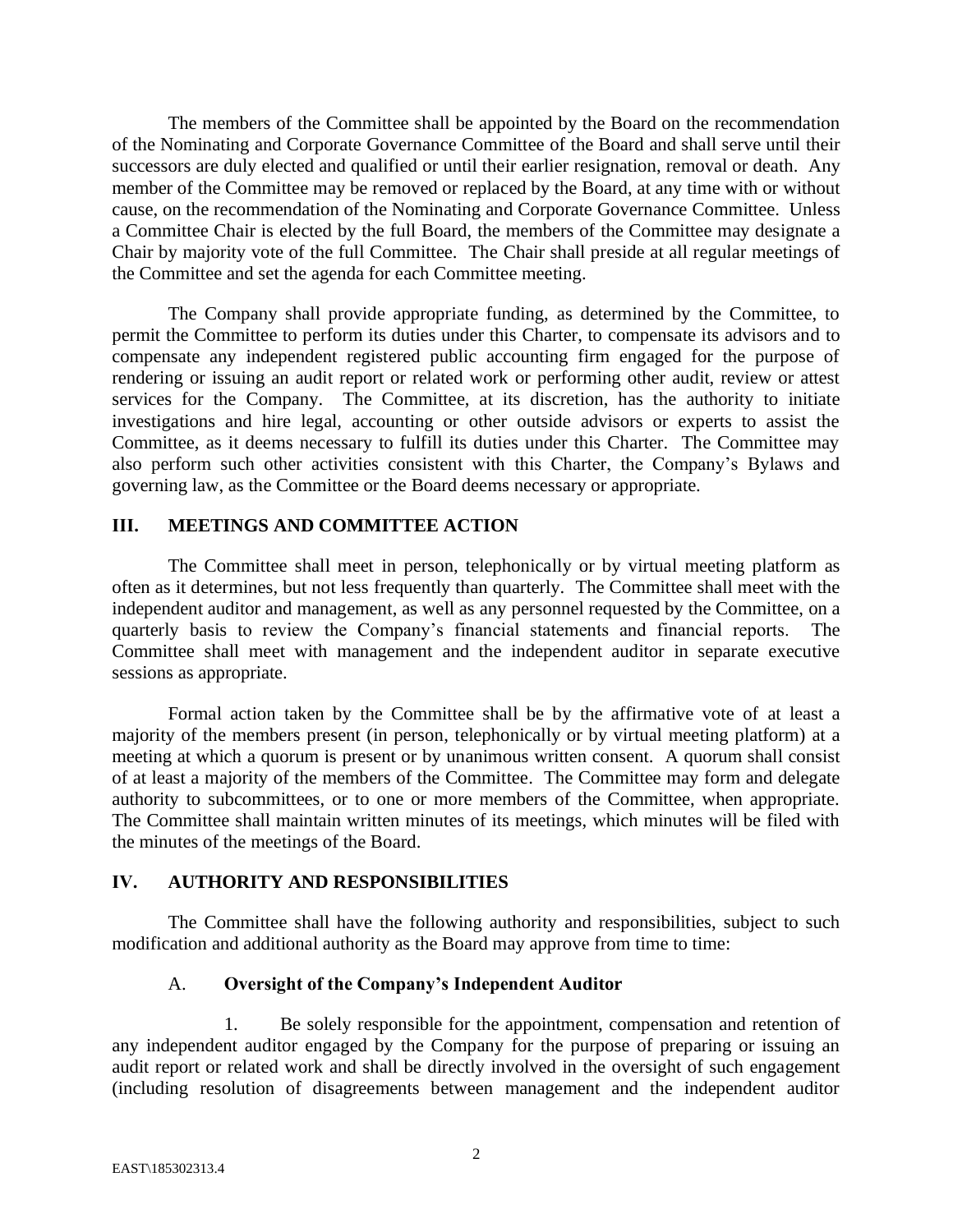The members of the Committee shall be appointed by the Board on the recommendation of the Nominating and Corporate Governance Committee of the Board and shall serve until their successors are duly elected and qualified or until their earlier resignation, removal or death. Any member of the Committee may be removed or replaced by the Board, at any time with or without cause, on the recommendation of the Nominating and Corporate Governance Committee. Unless a Committee Chair is elected by the full Board, the members of the Committee may designate a Chair by majority vote of the full Committee. The Chair shall preside at all regular meetings of the Committee and set the agenda for each Committee meeting.

The Company shall provide appropriate funding, as determined by the Committee, to permit the Committee to perform its duties under this Charter, to compensate its advisors and to compensate any independent registered public accounting firm engaged for the purpose of rendering or issuing an audit report or related work or performing other audit, review or attest services for the Company. The Committee, at its discretion, has the authority to initiate investigations and hire legal, accounting or other outside advisors or experts to assist the Committee, as it deems necessary to fulfill its duties under this Charter. The Committee may also perform such other activities consistent with this Charter, the Company's Bylaws and governing law, as the Committee or the Board deems necessary or appropriate.

## III. MEETINGS AND COMMITTEE ACTION

The Committee shall meet in person, telephonically or by virtual meeting platform as often as it determines, but not less frequently than quarterly. The Committee shall meet with the independent auditor and management, as well as any personnel requested by the Committee, on a quarterly basis to review the Company's financial statements and financial reports. The Committee shall meet with management and the independent auditor in separate executive sessions as appropriate.

Formal action taken by the Committee shall be by the affirmative vote of at least a majority of the members present (in person, telephonically or by virtual meeting platform) at a meeting at which a quorum is present or by unanimous written consent. A quorum shall consist of at least a majority of the members of the Committee. The Committee may form and delegate authority to subcommittees, or to one or more members of the Committee, when appropriate. The Committee shall maintain written minutes of its meetings, which minutes will be filed with the minutes of the meetings of the Board.

## IV. AUTHORITY AND RESPONSIBILITIES

The Committee shall have the following authority and responsibilities, subject to such modification and additional authority as the Board may approve from time to time:

### A. Oversight of the Company's Independent Auditor

1. Be solely responsible for the appointment, compensation and retention of any independent auditor engaged by the Company for the purpose of preparing or issuing an audit report or related work and shall be directly involved in the oversight of such engagement (including resolution of disagreements between management and the independent auditor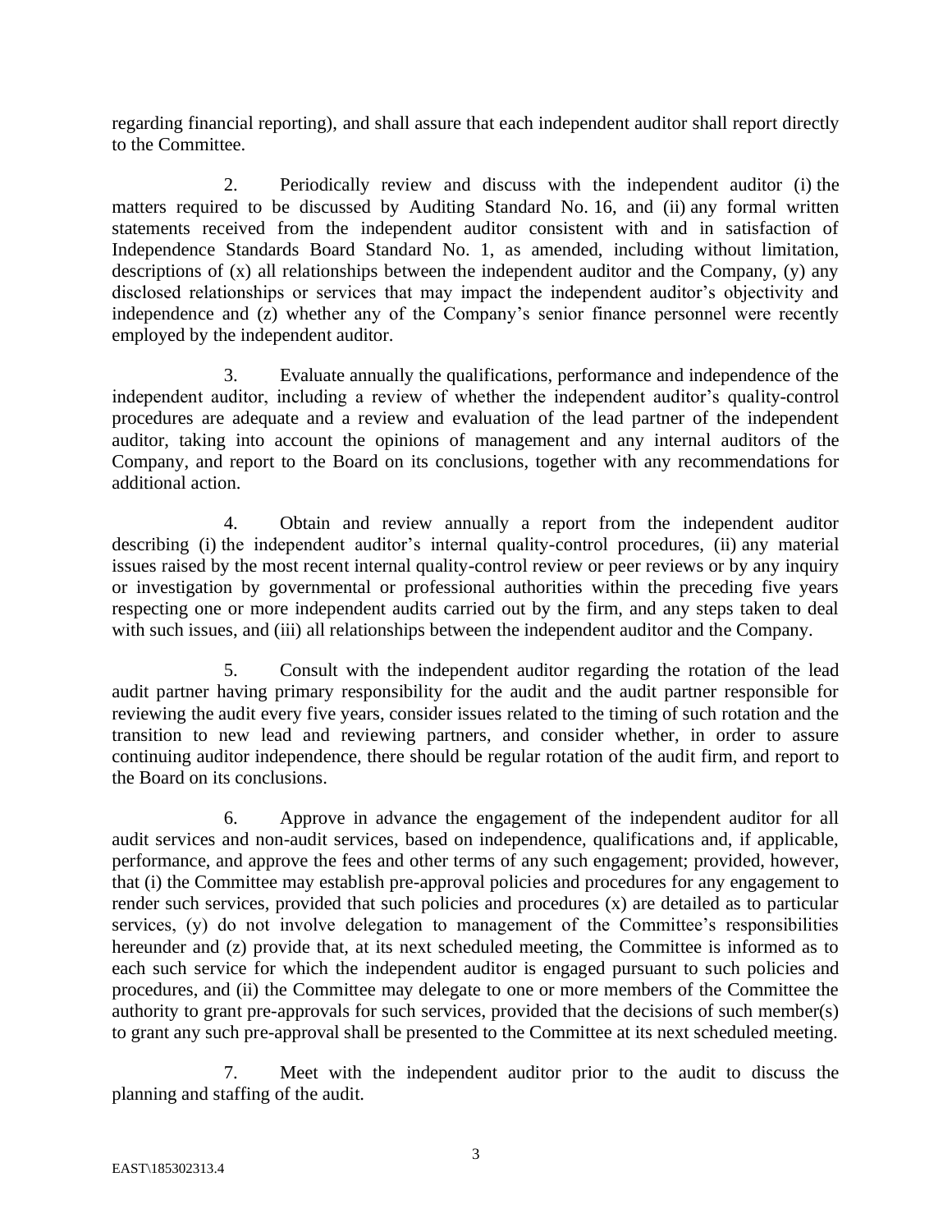regarding financial reporting), and shall assure that each independent auditor shall report directly to the Committee.

2. Periodically review and discuss with the independent auditor (i) the matters required to be discussed by Auditing Standard No. 16, and (ii) any formal written statements received from the independent auditor consistent with and in satisfaction of Independence Standards Board Standard No. 1, as amended, including without limitation, descriptions of (x) all relationships between the independent auditor and the Company, (y) any disclosed relationships or services that may impact the independent auditor's objectivity and independence and (z) whether any of the Company's senior finance personnel were recently employed by the independent auditor.

3. Evaluate annually the qualifications, performance and independence of the independent auditor, including a review of whether the independent auditor's quality-control procedures are adequate and a review and evaluation of the lead partner of the independent auditor, taking into account the opinions of management and any internal auditors of the Company, and report to the Board on its conclusions, together with any recommendations for additional action.

4. Obtain and review annually a report from the independent auditor describing (i) the independent auditor's internal quality-control procedures, (ii) any material issues raised by the most recent internal quality-control review or peer reviews or by any inquiry or investigation by governmental or professional authorities within the preceding five years respecting one or more independent audits carried out by the firm, and any steps taken to deal with such issues, and (iii) all relationships between the independent auditor and the Company.

5. Consult with the independent auditor regarding the rotation of the lead audit partner having primary responsibility for the audit and the audit partner responsible for reviewing the audit every five years, consider issues related to the timing of such rotation and the transition to new lead and reviewing partners, and consider whether, in order to assure continuing auditor independence, there should be regular rotation of the audit firm, and report to the Board on its conclusions.

6. Approve in advance the engagement of the independent auditor for all audit services and non-audit services, based on independence, qualifications and, if applicable, performance, and approve the fees and other terms of any such engagement; provided, however, that (i) the Committee may establish pre-approval policies and procedures for any engagement to render such services, provided that such policies and procedures (x) are detailed as to particular services, (y) do not involve delegation to management of the Committee's responsibilities hereunder and (z) provide that, at its next scheduled meeting, the Committee is informed as to each such service for which the independent auditor is engaged pursuant to such policies and procedures, and (ii) the Committee may delegate to one or more members of the Committee the authority to grant pre-approvals for such services, provided that the decisions of such member(s) to grant any such pre-approval shall be presented to the Committee at its next scheduled meeting.

7. Meet with the independent auditor prior to the audit to discuss the planning and staffing of the audit.

EAST\185302313.4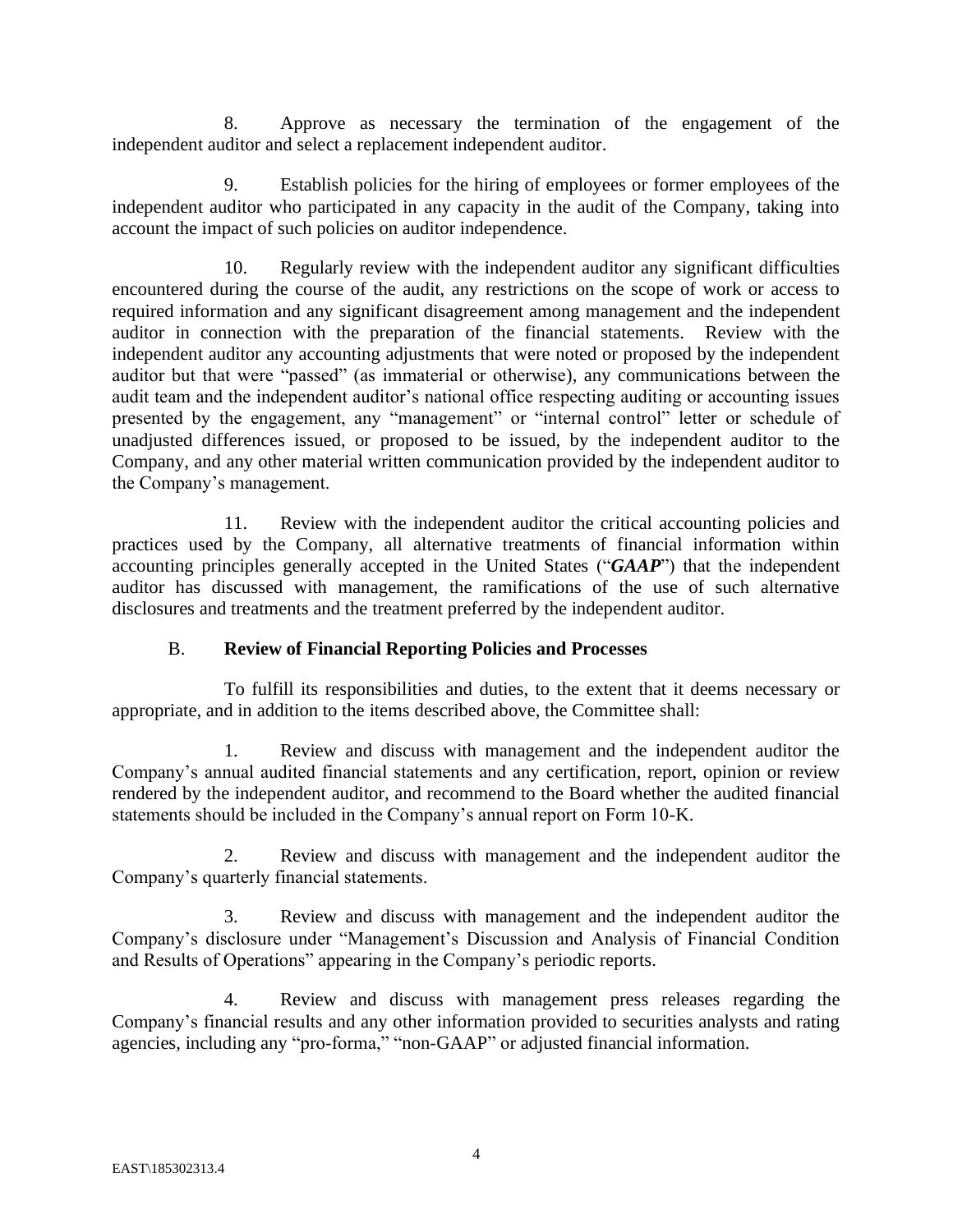8. Approve as necessary the termination of the engagement of the independent auditor and select a replacement independent auditor.

9. Establish policies for the hiring of employees or former employees of the independent auditor who participated in any capacity in the audit of the Company, taking into account the impact of such policies on auditor independence.

10. Regularly review with the independent auditor any significant difficulties encountered during the course of the audit, any restrictions on the scope of work or access to required information and any significant disagreement among management and the independent auditor in connection with the preparation of the financial statements. Review with the independent auditor any accounting adjustments that were noted or proposed by the independent auditor but that were "passed" (as immaterial or otherwise), any communications between the audit team and the independent auditor's national office respecting auditing or accounting issues presented by the engagement, any "management" or "internal control" letter or schedule of unadjusted differences issued, or proposed to be issued, by the independent auditor to the Company, and any other material written communication provided by the independent auditor to the Company's management.

11. Review with the independent auditor the critical accounting policies and practices used by the Company, all alternative treatments of financial information within accounting principles generally accepted in the United States ("***GAAP***") that the independent auditor has discussed with management, the ramifications of the use of such alternative disclosures and treatments and the treatment preferred by the independent auditor.

## B. **Review of Financial Reporting Policies and Processes**

To fulfill its responsibilities and duties, to the extent that it deems necessary or appropriate, and in addition to the items described above, the Committee shall:

1. Review and discuss with management and the independent auditor the Company's annual audited financial statements and any certification, report, opinion or review rendered by the independent auditor, and recommend to the Board whether the audited financial statements should be included in the Company's annual report on Form 10-K.

2. Review and discuss with management and the independent auditor the Company's quarterly financial statements.

3. Review and discuss with management and the independent auditor the Company's disclosure under "Management's Discussion and Analysis of Financial Condition and Results of Operations" appearing in the Company's periodic reports.

4. Review and discuss with management press releases regarding the Company's financial results and any other information provided to securities analysts and rating agencies, including any "pro-forma," "non-GAAP" or adjusted financial information.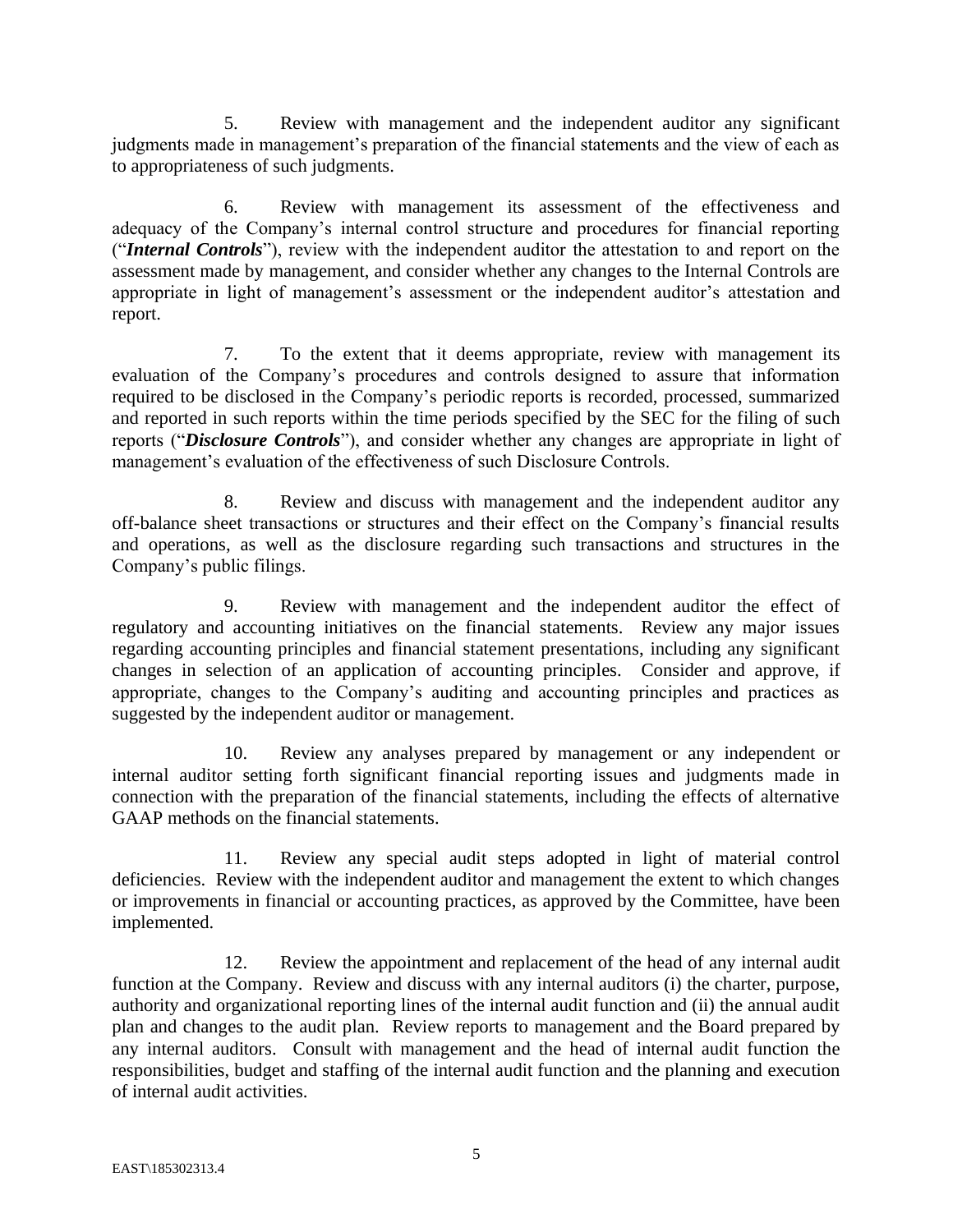5. Review with management and the independent auditor any significant judgments made in management's preparation of the financial statements and the view of each as to appropriateness of such judgments.

6. Review with management its assessment of the effectiveness and adequacy of the Company's internal control structure and procedures for financial reporting ("***Internal Controls***"), review with the independent auditor the attestation to and report on the assessment made by management, and consider whether any changes to the Internal Controls are appropriate in light of management's assessment or the independent auditor's attestation and report.

7. To the extent that it deems appropriate, review with management its evaluation of the Company's procedures and controls designed to assure that information required to be disclosed in the Company's periodic reports is recorded, processed, summarized and reported in such reports within the time periods specified by the SEC for the filing of such reports ("***Disclosure Controls***"), and consider whether any changes are appropriate in light of management's evaluation of the effectiveness of such Disclosure Controls.

8. Review and discuss with management and the independent auditor any off-balance sheet transactions or structures and their effect on the Company's financial results and operations, as well as the disclosure regarding such transactions and structures in the Company's public filings.

9. Review with management and the independent auditor the effect of regulatory and accounting initiatives on the financial statements. Review any major issues regarding accounting principles and financial statement presentations, including any significant changes in selection of an application of accounting principles. Consider and approve, if appropriate, changes to the Company's auditing and accounting principles and practices as suggested by the independent auditor or management.

10. Review any analyses prepared by management or any independent or internal auditor setting forth significant financial reporting issues and judgments made in connection with the preparation of the financial statements, including the effects of alternative GAAP methods on the financial statements.

11. Review any special audit steps adopted in light of material control deficiencies. Review with the independent auditor and management the extent to which changes or improvements in financial or accounting practices, as approved by the Committee, have been implemented.

12. Review the appointment and replacement of the head of any internal audit function at the Company. Review and discuss with any internal auditors (i) the charter, purpose, authority and organizational reporting lines of the internal audit function and (ii) the annual audit plan and changes to the audit plan. Review reports to management and the Board prepared by any internal auditors. Consult with management and the head of internal audit function the responsibilities, budget and staffing of the internal audit function and the planning and execution of internal audit activities.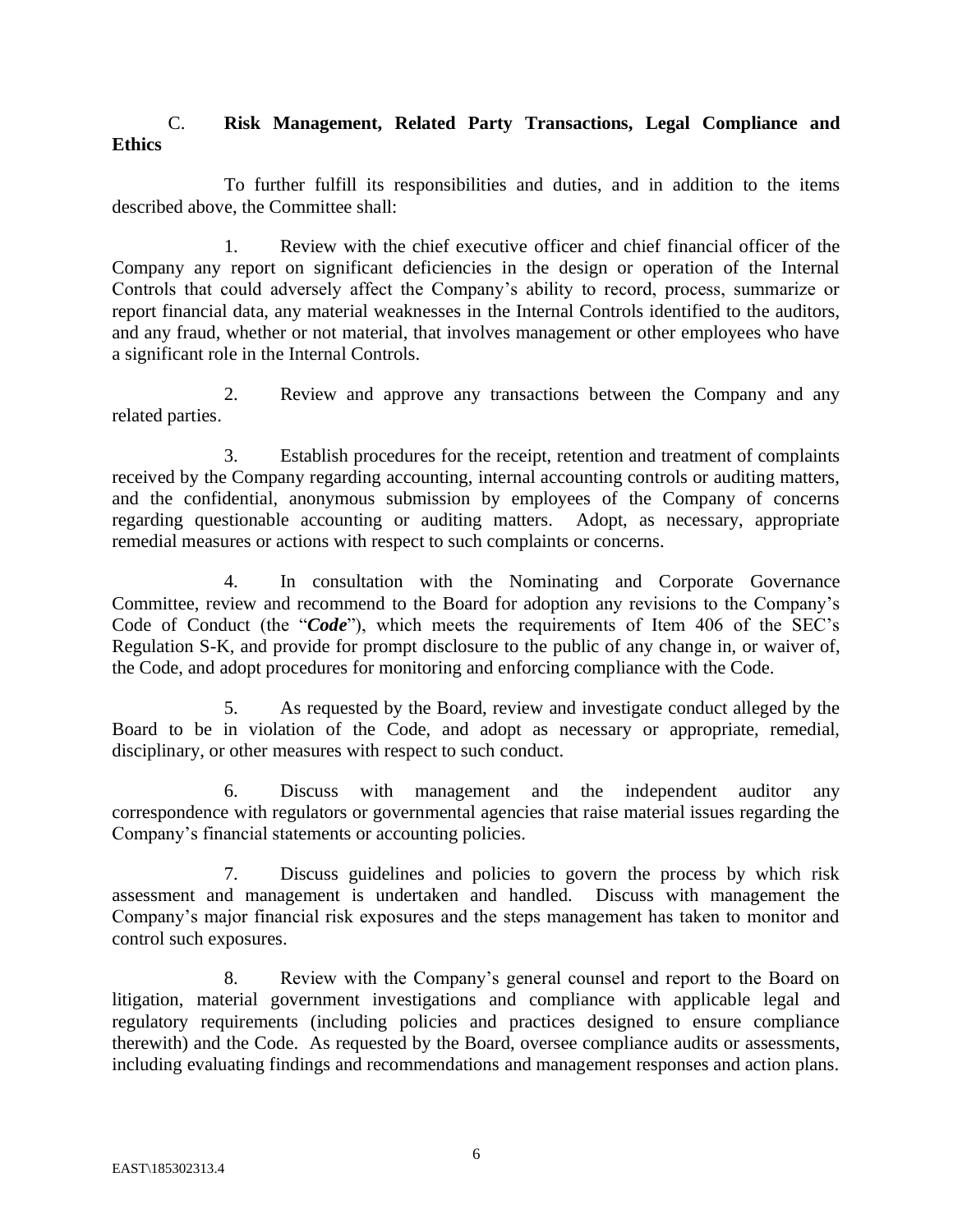C. **Risk Management, Related Party Transactions, Legal Compliance and Ethics**

To further fulfill its responsibilities and duties, and in addition to the items described above, the Committee shall:

1. Review with the chief executive officer and chief financial officer of the Company any report on significant deficiencies in the design or operation of the Internal Controls that could adversely affect the Company's ability to record, process, summarize or report financial data, any material weaknesses in the Internal Controls identified to the auditors, and any fraud, whether or not material, that involves management or other employees who have a significant role in the Internal Controls.

2. Review and approve any transactions between the Company and any related parties.

3. Establish procedures for the receipt, retention and treatment of complaints received by the Company regarding accounting, internal accounting controls or auditing matters, and the confidential, anonymous submission by employees of the Company of concerns regarding questionable accounting or auditing matters. Adopt, as necessary, appropriate remedial measures or actions with respect to such complaints or concerns.

4. In consultation with the Nominating and Corporate Governance Committee, review and recommend to the Board for adoption any revisions to the Company's Code of Conduct (the "***Code***"), which meets the requirements of Item 406 of the SEC's Regulation S-K, and provide for prompt disclosure to the public of any change in, or waiver of, the Code, and adopt procedures for monitoring and enforcing compliance with the Code.

5. As requested by the Board, review and investigate conduct alleged by the Board to be in violation of the Code, and adopt as necessary or appropriate, remedial, disciplinary, or other measures with respect to such conduct.

6. Discuss with management and the independent auditor any correspondence with regulators or governmental agencies that raise material issues regarding the Company's financial statements or accounting policies.

7. Discuss guidelines and policies to govern the process by which risk assessment and management is undertaken and handled. Discuss with management the Company's major financial risk exposures and the steps management has taken to monitor and control such exposures.

8. Review with the Company's general counsel and report to the Board on litigation, material government investigations and compliance with applicable legal and regulatory requirements (including policies and practices designed to ensure compliance therewith) and the Code. As requested by the Board, oversee compliance audits or assessments, including evaluating findings and recommendations and management responses and action plans.

EAST\185302313.4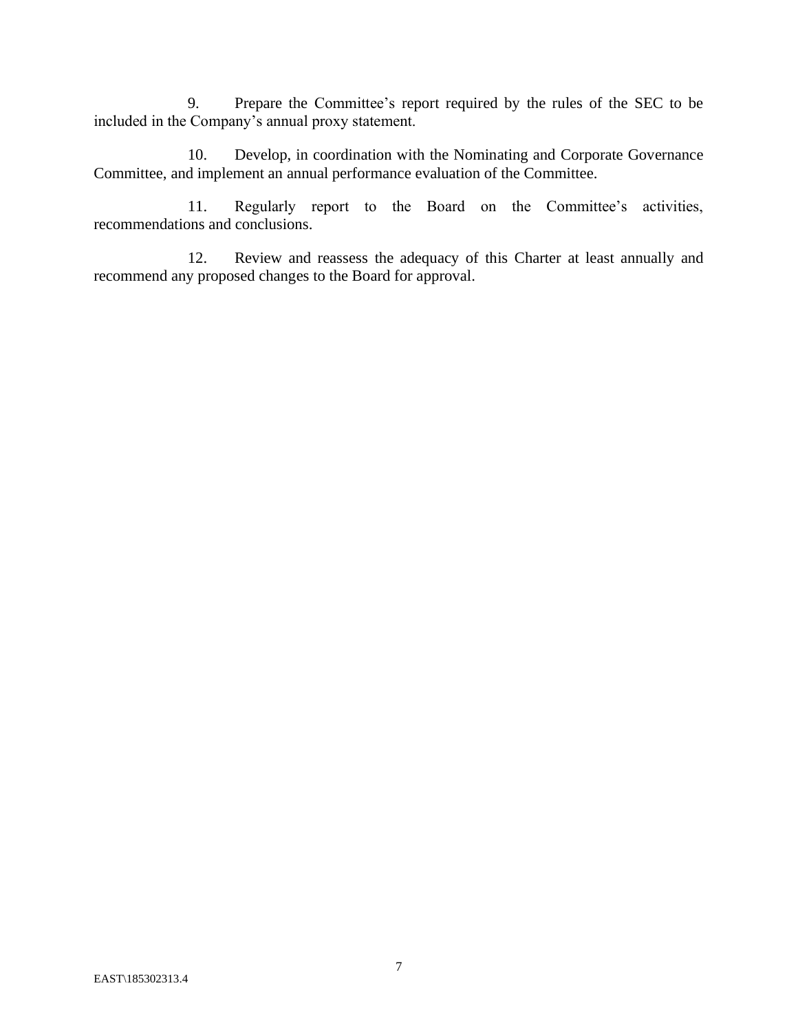9. Prepare the Committee's report required by the rules of the SEC to be included in the Company's annual proxy statement.

10. Develop, in coordination with the Nominating and Corporate Governance Committee, and implement an annual performance evaluation of the Committee.

11. Regularly report to the Board on the Committee's activities, recommendations and conclusions.

12. Review and reassess the adequacy of this Charter at least annually and recommend any proposed changes to the Board for approval.